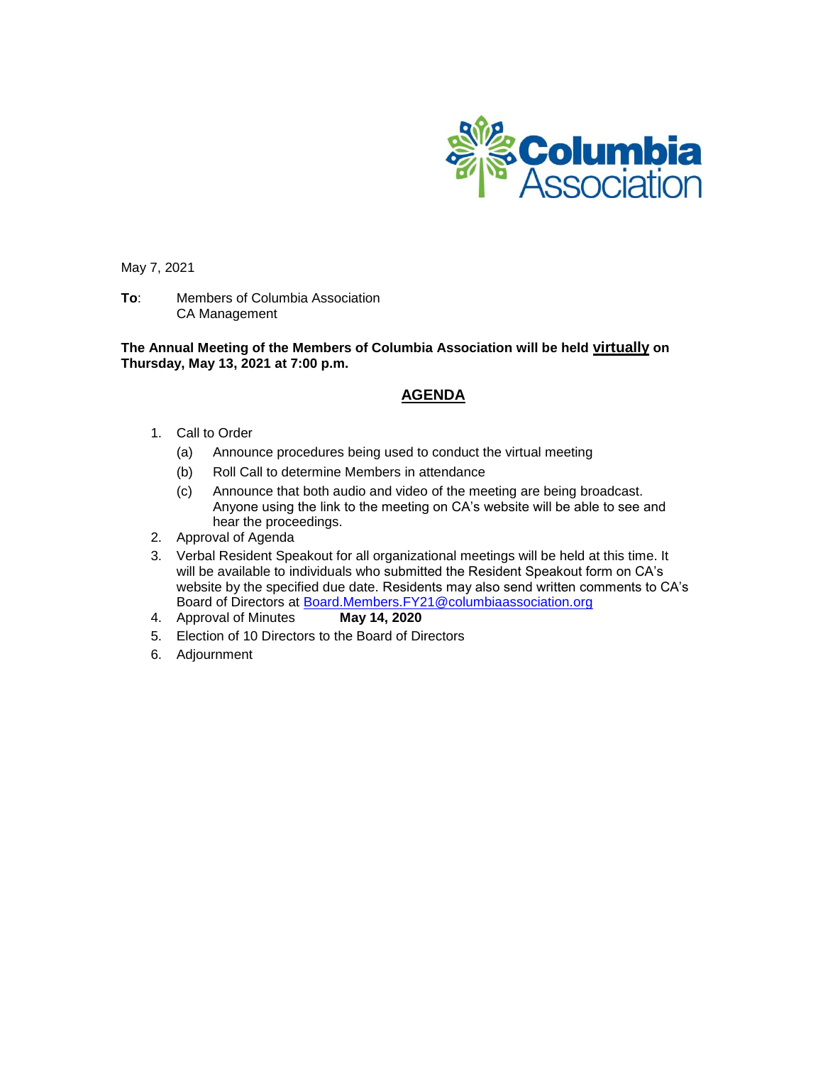May 7, 2021

**To**: Members of Columbia Association
CA Management

**The Annual Meeting of the Members of Columbia Association will be held <u>virtually</u> on Thursday, May 13, 2021 at 7:00 p.m.**

## <u>AGENDA</u>

1. Call to Order
   (a) Announce procedures being used to conduct the virtual meeting
   (b) Roll Call to determine Members in attendance
   (c) Announce that both audio and video of the meeting are being broadcast. Anyone using the link to the meeting on CA's website will be able to see and hear the proceedings.
2. Approval of Agenda
3. Verbal Resident Speakout for all organizational meetings will be held at this time. It will be available to individuals who submitted the Resident Speakout form on CA's website by the specified due date. Residents may also send written comments to CA's Board of Directors at Board.Members.FY21@columbiaassociation.org
4. Approval of Minutes **May 14, 2020**
5. Election of 10 Directors to the Board of Directors
6. Adjournment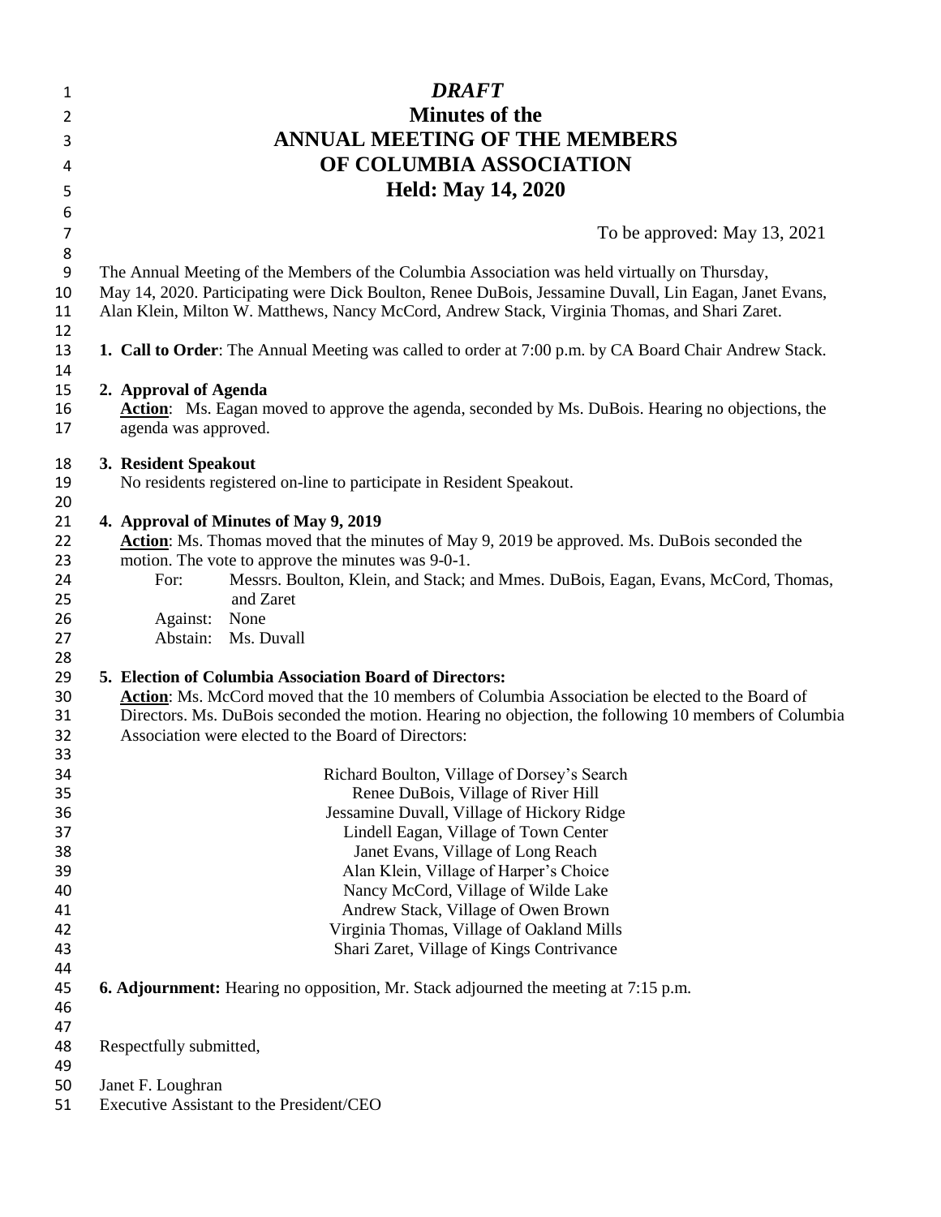*DRAFT*

# Minutes of the ANNUAL MEETING OF THE MEMBERS OF COLUMBIA ASSOCIATION

## Held: May 14, 2020

To be approved: May 13, 2021

The Annual Meeting of the Members of the Columbia Association was held virtually on Thursday, May 14, 2020. Participating were Dick Boulton, Renee DuBois, Jessamine Duvall, Lin Eagan, Janet Evans, Alan Klein, Milton W. Matthews, Nancy McCord, Andrew Stack, Virginia Thomas, and Shari Zaret.

**1. Call to Order**: The Annual Meeting was called to order at 7:00 p.m. by CA Board Chair Andrew Stack.

**2. Approval of Agenda**

**Action**: Ms. Eagan moved to approve the agenda, seconded by Ms. DuBois. Hearing no objections, the agenda was approved.

**3. Resident Speakout**

No residents registered on-line to participate in Resident Speakout.

**4. Approval of Minutes of May 9, 2019**

**Action**: Ms. Thomas moved that the minutes of May 9, 2019 be approved. Ms. DuBois seconded the motion. The vote to approve the minutes was 9-0-1.

For: Messrs. Boulton, Klein, and Stack; and Mmes. DuBois, Eagan, Evans, McCord, Thomas, and Zaret

Against: None

Abstain: Ms. Duvall

**5. Election of Columbia Association Board of Directors:**

**Action**: Ms. McCord moved that the 10 members of Columbia Association be elected to the Board of Directors. Ms. DuBois seconded the motion. Hearing no objection, the following 10 members of Columbia Association were elected to the Board of Directors:

Richard Boulton, Village of Dorsey's Search
Renee DuBois, Village of River Hill
Jessamine Duvall, Village of Hickory Ridge
Lindell Eagan, Village of Town Center
Janet Evans, Village of Long Reach
Alan Klein, Village of Harper's Choice
Nancy McCord, Village of Wilde Lake
Andrew Stack, Village of Owen Brown
Virginia Thomas, Village of Oakland Mills
Shari Zaret, Village of Kings Contrivance

**6. Adjournment:** Hearing no opposition, Mr. Stack adjourned the meeting at 7:15 p.m.

Respectfully submitted,

Janet F. Loughran
Executive Assistant to the President/CEO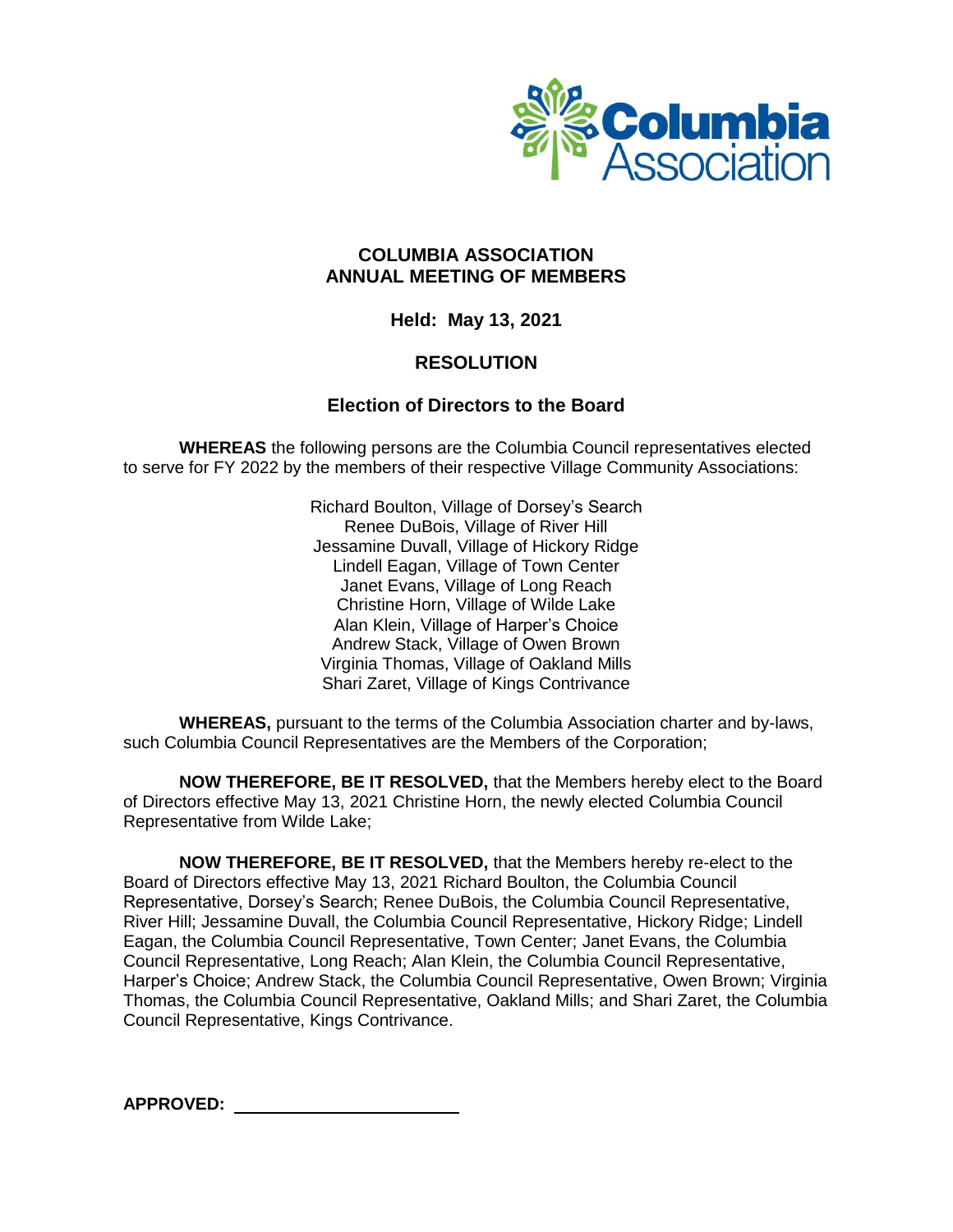Columbia Association

# COLUMBIA ASSOCIATION
# ANNUAL MEETING OF MEMBERS

**Held: May 13, 2021**

## RESOLUTION

### Election of Directors to the Board

**WHEREAS** the following persons are the Columbia Council representatives elected to serve for FY 2022 by the members of their respective Village Community Associations:

Richard Boulton, Village of Dorsey's Search
Renee DuBois, Village of River Hill
Jessamine Duvall, Village of Hickory Ridge
Lindell Eagan, Village of Town Center
Janet Evans, Village of Long Reach
Christine Horn, Village of Wilde Lake
Alan Klein, Village of Harper's Choice
Andrew Stack, Village of Owen Brown
Virginia Thomas, Village of Oakland Mills
Shari Zaret, Village of Kings Contrivance

**WHEREAS,** pursuant to the terms of the Columbia Association charter and by-laws, such Columbia Council Representatives are the Members of the Corporation;

**NOW THEREFORE, BE IT RESOLVED,** that the Members hereby elect to the Board of Directors effective May 13, 2021 Christine Horn, the newly elected Columbia Council Representative from Wilde Lake;

**NOW THEREFORE, BE IT RESOLVED,** that the Members hereby re-elect to the Board of Directors effective May 13, 2021 Richard Boulton, the Columbia Council Representative, Dorsey's Search; Renee DuBois, the Columbia Council Representative, River Hill; Jessamine Duvall, the Columbia Council Representative, Hickory Ridge; Lindell Eagan, the Columbia Council Representative, Town Center; Janet Evans, the Columbia Council Representative, Long Reach; Alan Klein, the Columbia Council Representative, Harper's Choice; Andrew Stack, the Columbia Council Representative, Owen Brown; Virginia Thomas, the Columbia Council Representative, Oakland Mills; and Shari Zaret, the Columbia Council Representative, Kings Contrivance.

**APPROVED:** ______________________